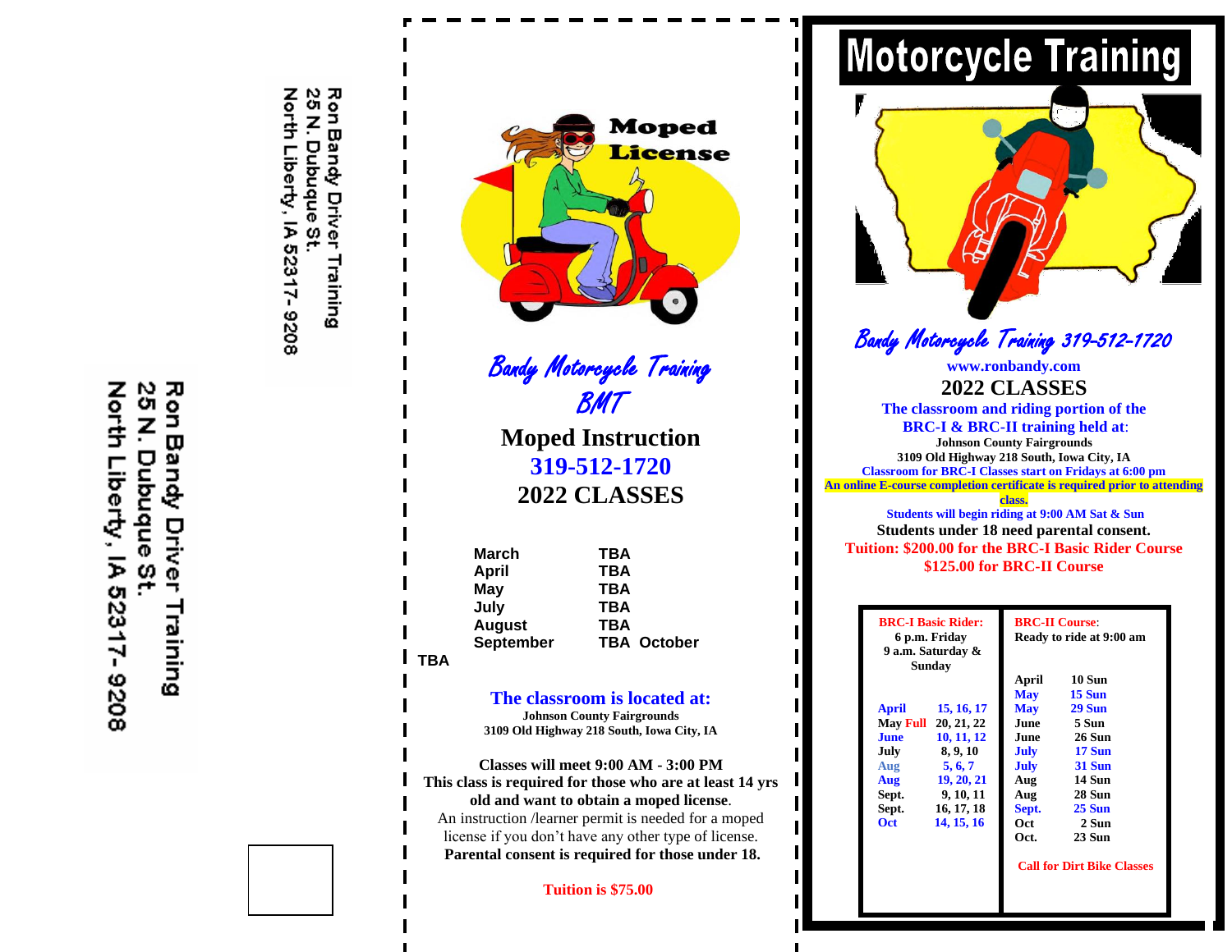Ron Bandy Driver Training
25 N. Dubuque St.
North Liberty, IA 52317-9208

Ron Bandy Driver Training
25 N. Dubuque St.
North Liberty, IA 52317-9208

Moped License

*Bandy Motorcycle Training*
*BMT*

## Moped Instruction
## 319-512-1720
## 2022 CLASSES

| | |
|---|---|
| March | TBA |
| April | TBA |
| May | TBA |
| July | TBA |
| August | TBA |
| September | TBA |
| October | TBA |

**The classroom is located at:**
**Johnson County Fairgrounds**
**3109 Old Highway 218 South, Iowa City, IA**

**Classes will meet 9:00 AM - 3:00 PM**
**This class is required for those who are at least 14 yrs old and want to obtain a moped license.**
An instruction /learner permit is needed for a moped license if you don't have any other type of license.
**Parental consent is required for those under 18.**

**Tuition is $75.00**

# Motorcycle Training

*Bandy Motorcycle Training 319-512-1720*

**www.ronbandy.com**

## 2022 CLASSES

**The classroom and riding portion of the BRC-I & BRC-II training held at:**
**Johnson County Fairgrounds**
**3109 Old Highway 218 South, Iowa City, IA**
**Classroom for BRC-I Classes start on Fridays at 6:00 pm**
**An online E-course completion certificate is required prior to attending class.**
**Students will begin riding at 9:00 AM Sat & Sun**
**Students under 18 need parental consent.**
**Tuition: $200.00 for the BRC-I Basic Rider Course**
**$125.00 for BRC-II Course**

| BRC-I Basic Rider: 6 p.m. Friday, 9 a.m. Saturday & Sunday | | BRC-II Course: Ready to ride at 9:00 am | |
|---|---|---|---|
| | | April | 10 Sun |
| | | May | 15 Sun |
| April | 15, 16, 17 | May | 29 Sun |
| May Full | 20, 21, 22 | June | 5 Sun |
| June | 10, 11, 12 | June | 26 Sun |
| July | 8, 9, 10 | July | 17 Sun |
| Aug | 5, 6, 7 | July | 31 Sun |
| Aug | 19, 20, 21 | Aug | 14 Sun |
| Sept. | 9, 10, 11 | Aug | 28 Sun |
| Sept. | 16, 17, 18 | Sept. | 25 Sun |
| Oct | 14, 15, 16 | Oct | 2 Sun |
| | | Oct. | 23 Sun |

**Call for Dirt Bike Classes**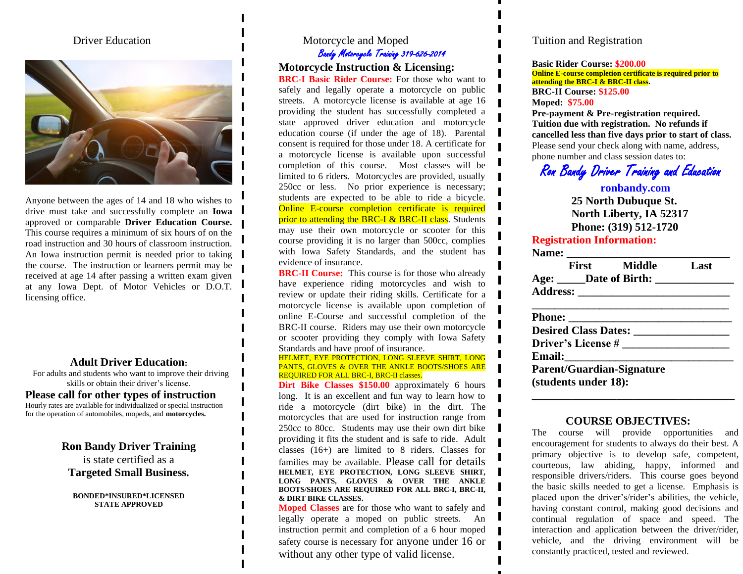## Driver Education

Anyone between the ages of 14 and 18 who wishes to drive must take and successfully complete an **Iowa** approved or comparable **Driver Education Course.** This course requires a minimum of six hours of on the road instruction and 30 hours of classroom instruction. An Iowa instruction permit is needed prior to taking the course. The instruction or learners permit may be received at age 14 after passing a written exam given at any Iowa Dept. of Motor Vehicles or D.O.T. licensing office.

### Adult Driver Education:

For adults and students who want to improve their driving skills or obtain their driver's license.

### Please call for other types of instruction

Hourly rates are available for individualized or special instruction for the operation of automobiles, mopeds, and **motorcycles.**

**Ron Bandy Driver Training**
is state certified as a
**Targeted Small Business.**

**BONDED*INSURED*LICENSED**
**STATE APPROVED**

## Motorcycle and Moped

*Bandy Motorcycle Training 319-626-2014*

### Motorcycle Instruction & Licensing:

**BRC-I Basic Rider Course:** For those who want to safely and legally operate a motorcycle on public streets. A motorcycle license is available at age 16 providing the student has successfully completed a state approved driver education and motorcycle education course (if under the age of 18). Parental consent is required for those under 18. A certificate for a motorcycle license is available upon successful completion of this course. Most classes will be limited to 6 riders. Motorcycles are provided, usually 250cc or less. No prior experience is necessary; students are expected to be able to ride a bicycle. Online E-course completion certificate is required prior to attending the BRC-I & BRC-II class. Students may use their own motorcycle or scooter for this course providing it is no larger than 500cc, complies with Iowa Safety Standards, and the student has evidence of insurance.

**BRC-II Course:** This course is for those who already have experience riding motorcycles and wish to review or update their riding skills. Certificate for a motorcycle license is available upon completion of online E-Course and successful completion of the BRC-II course. Riders may use their own motorcycle or scooter providing they comply with Iowa Safety Standards and have proof of insurance.

HELMET, EYE PROTECTION, LONG SLEEVE SHIRT, LONG PANTS, GLOVES & OVER THE ANKLE BOOTS/SHOES ARE REQUIRED FOR ALL BRC-I, BRC-II classes.

**Dirt Bike Classes $150.00** approximately 6 hours long. It is an excellent and fun way to learn how to ride a motorcycle (dirt bike) in the dirt. The motorcycles that are used for instruction range from 250cc to 80cc. Students may use their own dirt bike providing it fits the student and is safe to ride. Adult classes (16+) are limited to 8 riders. Classes for families may be available. Please call for details

**HELMET, EYE PROTECTION, LONG SLEEVE SHIRT, LONG PANTS, GLOVES & OVER THE ANKLE BOOTS/SHOES ARE REQUIRED FOR ALL BRC-I, BRC-II, & DIRT BIKE CLASSES.**

**Moped Classes** are for those who want to safely and legally operate a moped on public streets. An instruction permit and completion of a 6 hour moped safety course is necessary for anyone under 16 or without any other type of valid license.

## Tuition and Registration

**Basic Rider Course: $200.00**
**Online E-course completion certificate is required prior to attending the BRC-I & BRC-II class.**
**BRC-II Course: $125.00**
**Moped: $75.00**
**Pre-payment & Pre-registration required.**
**Tuition due with registration. No refunds if cancelled less than five days prior to start of class.**
Please send your check along with name, address, phone number and class session dates to:

*Ron Bandy Driver Training and Education*

**ronbandy.com**
**25 North Dubuque St.**
**North Liberty, IA 52317**
**Phone: (319) 512-1720**

**Registration Information:**

**Name:** ______________________________
**First Middle Last**
**Age:** _____**Date of Birth:** ______________
**Address:** ____________________________
________________________________________
**Phone:** _____________________________
**Desired Class Dates:** ________________
**Driver's License #** __________________
**Email:**______________________________
**Parent/Guardian-Signature (students under 18):**
________________________________________

### COURSE OBJECTIVES:

The course will provide opportunities and encouragement for students to always do their best. A primary objective is to develop safe, competent, courteous, law abiding, happy, informed and responsible drivers/riders. This course goes beyond the basic skills needed to get a license. Emphasis is placed upon the driver's/rider's abilities, the vehicle, having constant control, making good decisions and continual regulation of space and speed. The interaction and application between the driver/rider, vehicle, and the driving environment will be constantly practiced, tested and reviewed.